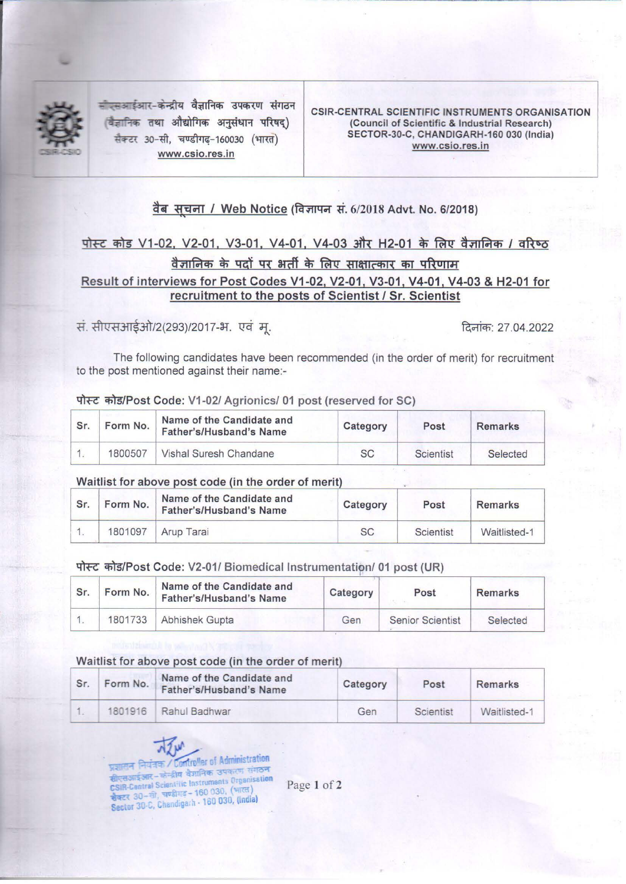सीएसआईआर-केन्द्रीय वैज्ञानिक उपकरण संगठन
(वैज्ञानिक तथा औद्योगिक अनुसंधान परिषद्)
सैक्टर 30-सी, चण्डीगढ़-160030 (भारत)
www.csio.res.in

**CSIR-CENTRAL SCIENTIFIC INSTRUMENTS ORGANISATION**
**(Council of Scientific & Industrial Research)**
**SECTOR-30-C, CHANDIGARH-160 030 (India)**
www.csio.res.in

## वैब सूचना / Web Notice (विज्ञापन सं. 6/2018 Advt. No. 6/2018)

## पोस्ट कोड V1-02, V2-01, V3-01, V4-01, V4-03 और H2-01 के लिए वैज्ञानिक / वरिष्ठ वैज्ञानिक के पदों पर भर्ती के लिए साक्षात्कार का परिणाम

## Result of interviews for Post Codes V1-02, V2-01, V3-01, V4-01, V4-03 & H2-01 for recruitment to the posts of Scientist / Sr. Scientist

सं. सीएसआईओ/2(293)/2017-भ. एवं मू. दिनांक: 27.04.2022

The following candidates have been recommended (in the order of merit) for recruitment to the post mentioned against their name:-

**पोस्ट कोड/Post Code: V1-02/ Agrionics/ 01 post (reserved for SC)**

| Sr. | Form No. | Name of the Candidate and Father's/Husband's Name | Category | Post | Remarks |
|---|---|---|---|---|---|
| 1. | 1800507 | Vishal Suresh Chandane | SC | Scientist | Selected |

**Waitlist for above post code (in the order of merit)**

| Sr. | Form No. | Name of the Candidate and Father's/Husband's Name | Category | Post | Remarks |
|---|---|---|---|---|---|
| 1. | 1801097 | Arup Tarai | SC | Scientist | Waitlisted-1 |

**पोस्ट कोड/Post Code: V2-01/ Biomedical Instrumentation/ 01 post (UR)**

| Sr. | Form No. | Name of the Candidate and Father's/Husband's Name | Category | Post | Remarks |
|---|---|---|---|---|---|
| 1. | 1801733 | Abhishek Gupta | Gen | Senior Scientist | Selected |

**Waitlist for above post code (in the order of merit)**

| Sr. | Form No. | Name of the Candidate and Father's/Husband's Name | Category | Post | Remarks |
|---|---|---|---|---|---|
| 1. | 1801916 | Rahul Badhwar | Gen | Scientist | Waitlisted-1 |

प्रशासन नियंत्रक / Controller of Administration
सीएसआईआर-केन्द्रीय वैज्ञानिक उपकरण संगठन
CSIR-Central Scientific Instruments Organisation
सैक्टर 30-सी, चण्डीगढ़-160 030, (भारत)
Sector 30-C, Chandigarh - 160 030, (India)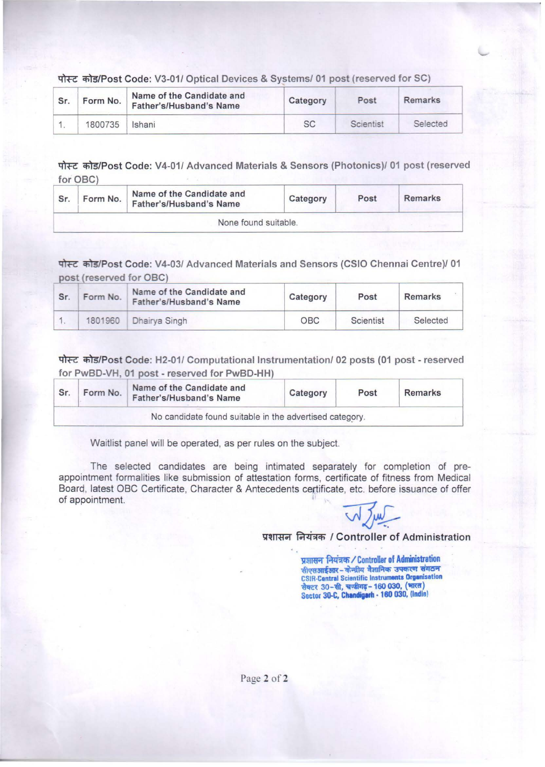**पोस्ट कोड/Post Code: V3-01/ Optical Devices & Systems/ 01 post (reserved for SC)**

| Sr. | Form No. | Name of the Candidate and Father's/Husband's Name | Category | Post | Remarks |
|---|---|---|---|---|---|
| 1. | 1800735 | Ishani | SC | Scientist | Selected |

**पोस्ट कोड/Post Code: V4-01/ Advanced Materials & Sensors (Photonics)/ 01 post (reserved for OBC)**

| Sr. | Form No. | Name of the Candidate and Father's/Husband's Name | Category | Post | Remarks |
|---|---|---|---|---|---|
| None found suitable. | | | | | |

**पोस्ट कोड/Post Code: V4-03/ Advanced Materials and Sensors (CSIO Chennai Centre)/ 01 post (reserved for OBC)**

| Sr. | Form No. | Name of the Candidate and Father's/Husband's Name | Category | Post | Remarks |
|---|---|---|---|---|---|
| 1. | 1801960 | Dhairya Singh | OBC | Scientist | Selected |

**पोस्ट कोड/Post Code: H2-01/ Computational Instrumentation/ 02 posts (01 post - reserved for PwBD-VH, 01 post - reserved for PwBD-HH)**

| Sr. | Form No. | Name of the Candidate and Father's/Husband's Name | Category | Post | Remarks |
|---|---|---|---|---|---|
| No candidate found suitable in the advertised category. | | | | | |

Waitlist panel will be operated, as per rules on the subject.

The selected candidates are being intimated separately for completion of pre-appointment formalities like submission of attestation forms, certificate of fitness from Medical Board, latest OBC Certificate, Character & Antecedents certificate, etc. before issuance of offer of appointment.

प्रशासन नियंत्रक / Controller of Administration

प्रशासन नियंत्रक / Controller of Administration
सीएसआईआर-केन्द्रीय वैज्ञानिक उपकरण संगठन
CSIR-Central Scientific Instruments Organisation
सैक्टर 30-सी, चण्डीगढ़ - 160 030, (भारत)
Sector 30-C, Chandigarh - 160 030, (India)